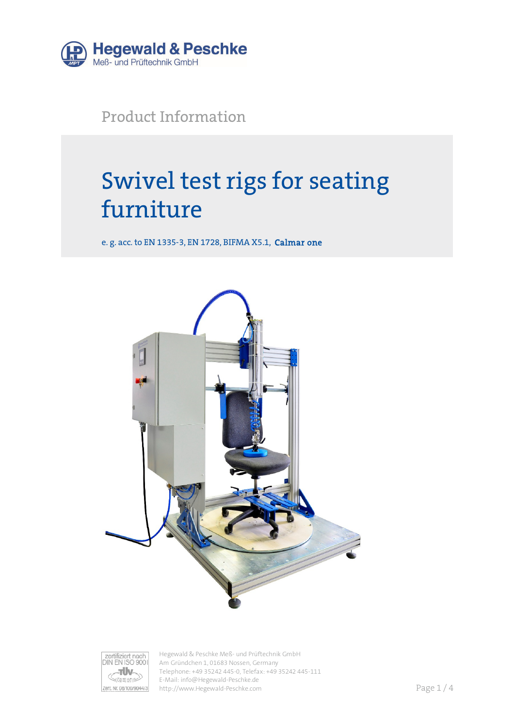Hegewald & Peschke
Meß- und Prüftechnik GmbH

Product Information

# Swivel test rigs for seating furniture

e. g. acc. to EN 1335-3, EN 1728, BIFMA X5.1, **Calmar one**

zertifiziert nach DIN EN ISO 9001
TÜV CERT
Zert. Nr. 08/100/9044/3

Hegewald & Peschke Meß- und Prüftechnik GmbH
Am Gründchen 1, 01683 Nossen, Germany
Telephone: +49 35242 445-0, Telefax: +49 35242 445-111
E-Mail: info@Hegewald-Peschke.de
http://www.Hegewald-Peschke.com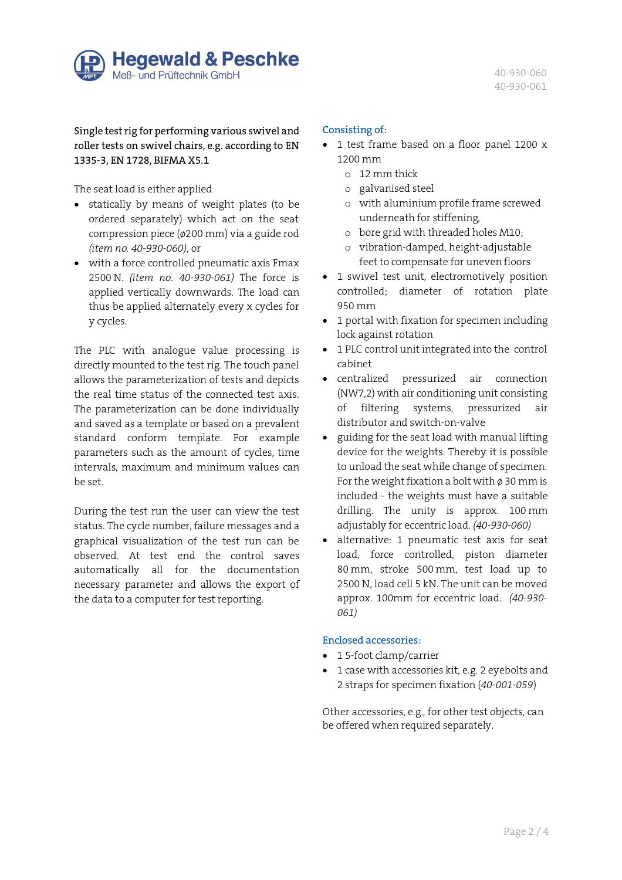**Single test rig for performing various swivel and roller tests on swivel chairs, e.g. according to EN 1335-3, EN 1728, BIFMA X5.1**

The seat load is either applied

- statically by means of weight plates (to be ordered separately) which act on the seat compression piece (ø200 mm) via a guide rod *(item no. 40-930-060)*, or
- with a force controlled pneumatic axis Fmax 2500 N. *(item no. 40-930-061)* The force is applied vertically downwards. The load can thus be applied alternately every x cycles for y cycles.

The PLC with analogue value processing is directly mounted to the test rig. The touch panel allows the parameterization of tests and depicts the real time status of the connected test axis. The parameterization can be done individually and saved as a template or based on a prevalent standard conform template. For example parameters such as the amount of cycles, time intervals, maximum and minimum values can be set.

During the test run the user can view the test status. The cycle number, failure messages and a graphical visualization of the test run can be observed. At test end the control saves automatically all for the documentation necessary parameter and allows the export of the data to a computer for test reporting.

## Consisting of:

- 1 test frame based on a floor panel 1200 x 1200 mm
  - 12 mm thick
  - galvanised steel
  - with aluminium profile frame screwed underneath for stiffening,
  - bore grid with threaded holes M10;
  - vibration-damped, height-adjustable feet to compensate for uneven floors
- 1 swivel test unit, electromotively position controlled; diameter of rotation plate 950 mm
- 1 portal with fixation for specimen including lock against rotation
- 1 PLC control unit integrated into the control cabinet
- centralized pressurized air connection (NW7,2) with air conditioning unit consisting of filtering systems, pressurized air distributor and switch-on-valve
- guiding for the seat load with manual lifting device for the weights. Thereby it is possible to unload the seat while change of specimen. For the weight fixation a bolt with ø 30 mm is included - the weights must have a suitable drilling. The unity is approx. 100 mm adjustably for eccentric load. *(40-930-060)*
- alternative: 1 pneumatic test axis for seat load, force controlled, piston diameter 80 mm, stroke 500 mm, test load up to 2500 N, load cell 5 kN. The unit can be moved approx. 100mm for eccentric load. *(40-930-061)*

## Enclosed accessories:

- 1 5-foot clamp/carrier
- 1 case with accessories kit, e.g. 2 eyebolts and 2 straps for specimen fixation (*40-001-059*)

Other accessories, e.g., for other test objects, can be offered when required separately.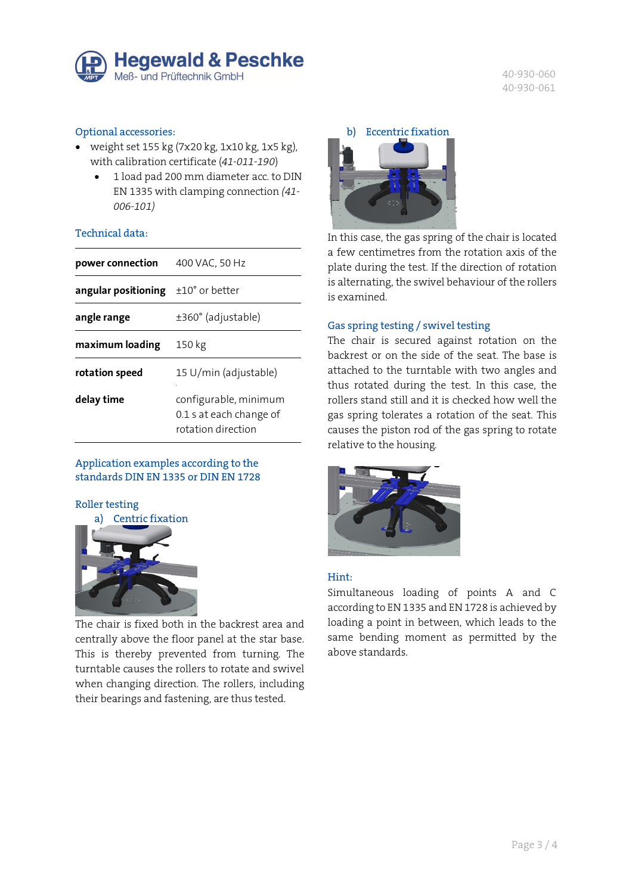## Optional accessories:

- weight set 155 kg (7x20 kg, 1x10 kg, 1x5 kg), with calibration certificate (*41-011-190*)
  - 1 load pad 200 mm diameter acc. to DIN EN 1335 with clamping connection *(41-006-101)*

## Technical data:

| | |
|---|---|
| **power connection** | 400 VAC, 50 Hz |
| **angular positioning** | ±10° or better |
| **angle range** | ±360° (adjustable) |
| **maximum loading** | 150 kg |
| **rotation speed** | 15 U/min (adjustable) |
| **delay time** | configurable, minimum 0.1 s at each change of rotation direction |

## Application examples according to the standards DIN EN 1335 or DIN EN 1728

### Roller testing

#### a) Centric fixation

The chair is fixed both in the backrest area and centrally above the floor panel at the star base. This is thereby prevented from turning. The turntable causes the rollers to rotate and swivel when changing direction. The rollers, including their bearings and fastening, are thus tested.

#### b) Eccentric fixation

In this case, the gas spring of the chair is located a few centimetres from the rotation axis of the plate during the test. If the direction of rotation is alternating, the swivel behaviour of the rollers is examined.

### Gas spring testing / swivel testing

The chair is secured against rotation on the backrest or on the side of the seat. The base is attached to the turntable with two angles and thus rotated during the test. In this case, the rollers stand still and it is checked how well the gas spring tolerates a rotation of the seat. This causes the piston rod of the gas spring to rotate relative to the housing.

### Hint:

Simultaneous loading of points A and C according to EN 1335 and EN 1728 is achieved by loading a point in between, which leads to the same bending moment as permitted by the above standards.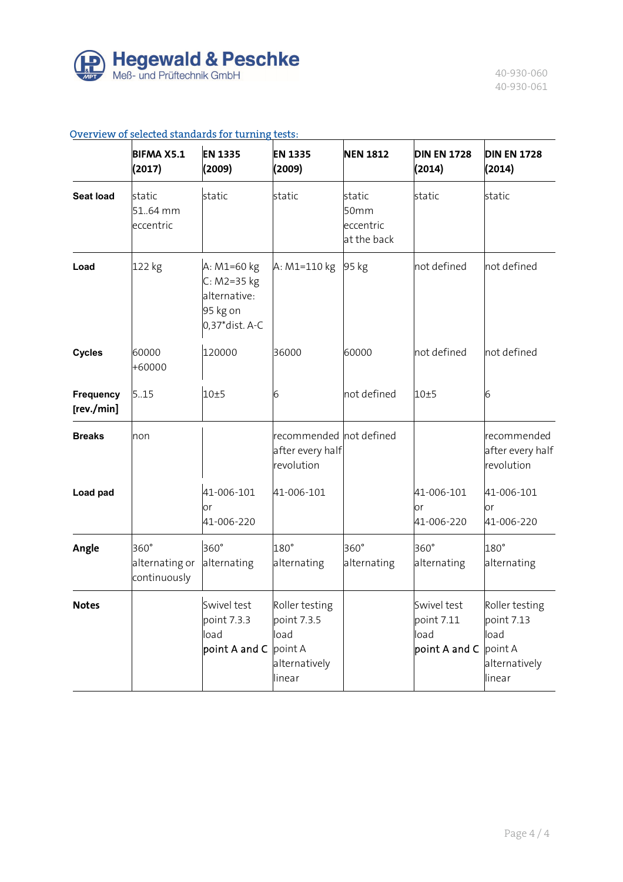Hegewald & Peschke
Meß- und Prüftechnik GmbH

40-930-060
40-930-061

Overview of selected standards for turning tests:

| | BIFMA X5.1 (2017) | EN 1335 (2009) | EN 1335 (2009) | NEN 1812 | DIN EN 1728 (2014) | DIN EN 1728 (2014) |
|---|---|---|---|---|---|---|
| **Seat load** | static 51..64 mm eccentric | static | static | static 50mm eccentric at the back | static | static |
| **Load** | 122 kg | A: M1=60 kg C: M2=35 kg alternative: 95 kg on 0,37*dist. A-C | A: M1=110 kg | 95 kg | not defined | not defined |
| **Cycles** | 60000 +60000 | 120000 | 36000 | 60000 | not defined | not defined |
| **Frequency [rev./min]** | 5..15 | 10±5 | 6 | not defined | 10±5 | 6 |
| **Breaks** | non | | recommended after every half revolution | not defined | | recommended after every half revolution |
| **Load pad** | | 41-006-101 or 41-006-220 | 41-006-101 | | 41-006-101 or 41-006-220 | 41-006-101 or 41-006-220 |
| **Angle** | 360° alternating or continuously | 360° alternating | 180° alternating | 360° alternating | 360° alternating | 180° alternating |
| **Notes** | | Swivel test point 7.3.3 load point A and C | Roller testing point 7.3.5 load point A alternatively linear | | Swivel test point 7.11 load point A and C | Roller testing point 7.13 load point A alternatively linear |